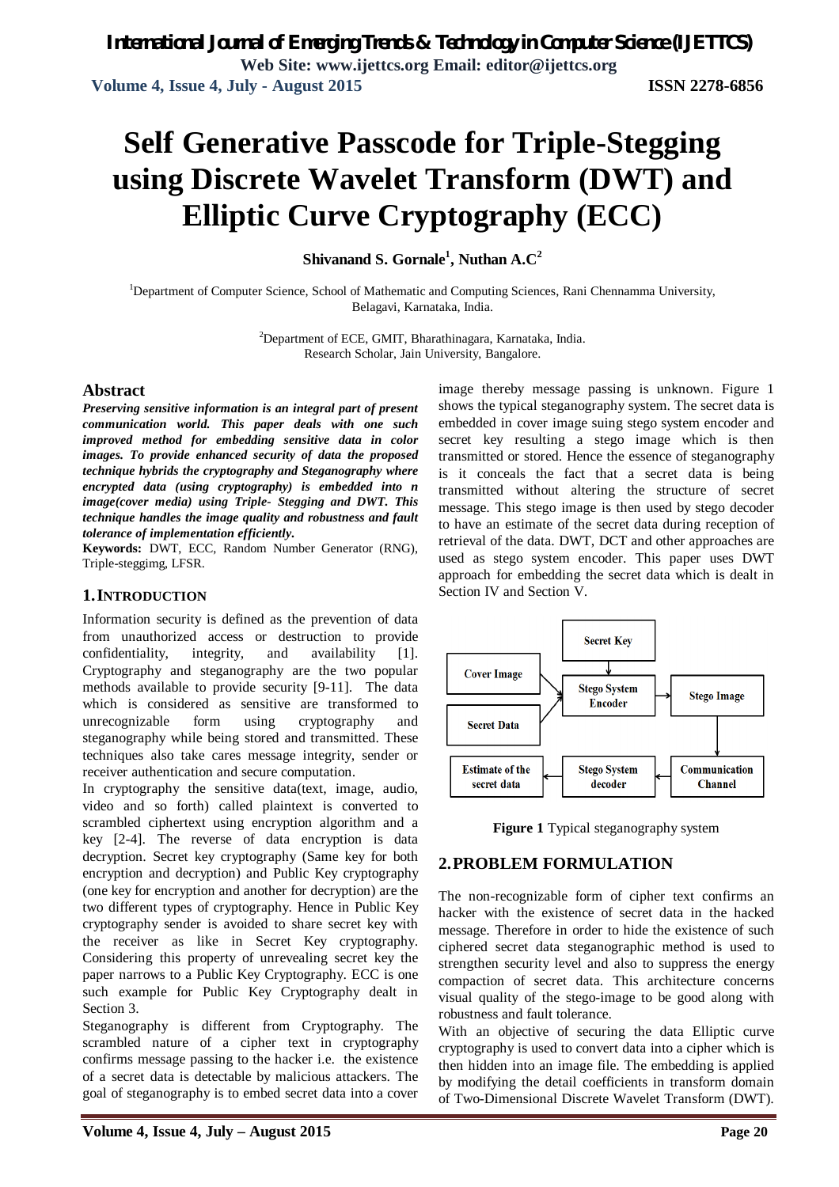# Self Generative Passcode for Triple-Stegging using Discrete Wavelet Transform (DWT) and Elliptic Curve Cryptography (ECC)

**Shivanand S. Gornale[1], Nuthan A.C[2]**

[1]Department of Computer Science, School of Mathematic and Computing Sciences, Rani Chennamma University, Belagavi, Karnataka, India.

[2]Department of ECE, GMIT, Bharathinagara, Karnataka, India.
Research Scholar, Jain University, Bangalore.

## Abstract

***Preserving sensitive information is an integral part of present communication world. This paper deals with one such improved method for embedding sensitive data in color images. To provide enhanced security of data the proposed technique hybrids the cryptography and Steganography where encrypted data (using cryptography) is embedded into n image(cover media) using Triple- Stegging and DWT. This technique handles the image quality and robustness and fault tolerance of implementation efficiently.***

**Keywords:** DWT, ECC, Random Number Generator (RNG), Triple-steggimg, LFSR.

## 1. INTRODUCTION

Information security is defined as the prevention of data from unauthorized access or destruction to provide confidentiality, integrity, and availability [1]. Cryptography and steganography are the two popular methods available to provide security [9-11]. The data which is considered as sensitive are transformed to unrecognizable form using cryptography and steganography while being stored and transmitted. These techniques also take cares message integrity, sender or receiver authentication and secure computation.

In cryptography the sensitive data(text, image, audio, video and so forth) called plaintext is converted to scrambled ciphertext using encryption algorithm and a key [2-4]. The reverse of data encryption is data decryption. Secret key cryptography (Same key for both encryption and decryption) and Public Key cryptography (one key for encryption and another for decryption) are the two different types of cryptography. Hence in Public Key cryptography sender is avoided to share secret key with the receiver as like in Secret Key cryptography. Considering this property of unrevealing secret key the paper narrows to a Public Key Cryptography. ECC is one such example for Public Key Cryptography dealt in Section 3.

Steganography is different from Cryptography. The scrambled nature of a cipher text in cryptography confirms message passing to the hacker i.e. the existence of a secret data is detectable by malicious attackers. The goal of steganography is to embed secret data into a cover image thereby message passing is unknown. Figure 1 shows the typical steganography system. The secret data is embedded in cover image suing stego system encoder and secret key resulting a stego image which is then transmitted or stored. Hence the essence of steganography is it conceals the fact that a secret data is being transmitted without altering the structure of secret message. This stego image is then used by stego decoder to have an estimate of the secret data during reception of retrieval of the data. DWT, DCT and other approaches are used as stego system encoder. This paper uses DWT approach for embedding the secret data which is dealt in Section IV and Section V.

**Figure 1** Typical steganography system

## 2. PROBLEM FORMULATION

The non-recognizable form of cipher text confirms an hacker with the existence of secret data in the hacked message. Therefore in order to hide the existence of such ciphered secret data steganographic method is used to strengthen security level and also to suppress the energy compaction of secret data. This architecture concerns visual quality of the stego-image to be good along with robustness and fault tolerance.

With an objective of securing the data Elliptic curve cryptography is used to convert data into a cipher which is then hidden into an image file. The embedding is applied by modifying the detail coefficients in transform domain of Two-Dimensional Discrete Wavelet Transform (DWT).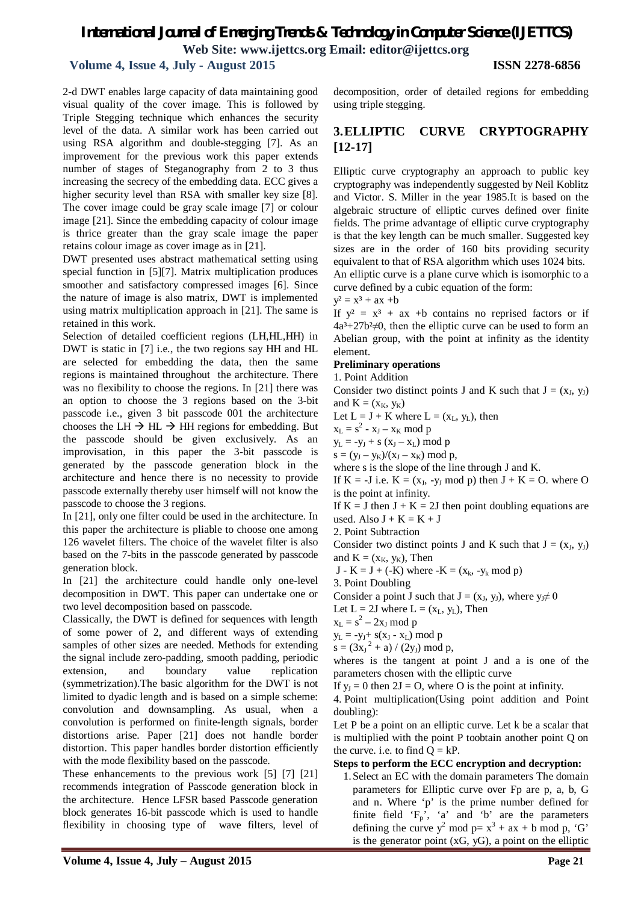2-d DWT enables large capacity of data maintaining good visual quality of the cover image. This is followed by Triple Stegging technique which enhances the security level of the data. A similar work has been carried out using RSA algorithm and double-stegging [7]. As an improvement for the previous work this paper extends number of stages of Steganography from 2 to 3 thus increasing the secrecy of the embedding data. ECC gives a higher security level than RSA with smaller key size [8]. The cover image could be gray scale image [7] or colour image [21]. Since the embedding capacity of colour image is thrice greater than the gray scale image the paper retains colour image as cover image as in [21].

DWT presented uses abstract mathematical setting using special function in [5][7]. Matrix multiplication produces smoother and satisfactory compressed images [6]. Since the nature of image is also matrix, DWT is implemented using matrix multiplication approach in [21]. The same is retained in this work.

Selection of detailed coefficient regions (LH,HL,HH) in DWT is static in [7] i.e., the two regions say HH and HL are selected for embedding the data, then the same regions is maintained throughout the architecture. There was no flexibility to choose the regions. In [21] there was an option to choose the 3 regions based on the 3-bit passcode i.e., given 3 bit passcode 001 the architecture chooses the LH → HL → HH regions for embedding. But the passcode should be given exclusively. As an improvisation, in this paper the 3-bit passcode is generated by the passcode generation block in the architecture and hence there is no necessity to provide passcode externally thereby user himself will not know the passcode to choose the 3 regions.

In [21], only one filter could be used in the architecture. In this paper the architecture is pliable to choose one among 126 wavelet filters. The choice of the wavelet filter is also based on the 7-bits in the passcode generated by passcode generation block.

In [21] the architecture could handle only one-level decomposition in DWT. This paper can undertake one or two level decomposition based on passcode.

Classically, the DWT is defined for sequences with length of some power of 2, and different ways of extending samples of other sizes are needed. Methods for extending the signal include zero-padding, smooth padding, periodic extension, and boundary value replication (symmetrization).The basic algorithm for the DWT is not limited to dyadic length and is based on a simple scheme: convolution and downsampling. As usual, when a convolution is performed on finite-length signals, border distortions arise. Paper [21] does not handle border distortion. This paper handles border distortion efficiently with the mode flexibility based on the passcode.

These enhancements to the previous work [5] [7] [21] recommends integration of Passcode generation block in the architecture. Hence LFSR based Passcode generation block generates 16-bit passcode which is used to handle flexibility in choosing type of wave filters, level of decomposition, order of detailed regions for embedding using triple stegging.

## 3. ELLIPTIC CURVE CRYPTOGRAPHY [12-17]

Elliptic curve cryptography an approach to public key cryptography was independently suggested by Neil Koblitz and Victor. S. Miller in the year 1985.It is based on the algebraic structure of elliptic curves defined over finite fields. The prime advantage of elliptic curve cryptography is that the key length can be much smaller. Suggested key sizes are in the order of 160 bits providing security equivalent to that of RSA algorithm which uses 1024 bits.

An elliptic curve is a plane curve which is isomorphic to a curve defined by a cubic equation of the form:

$y^2 = x^3 + ax + b$

If $y^2 = x^3 + ax + b$ contains no reprised factors or if $4a^3+27b^2 \neq 0$, then the elliptic curve can be used to form an Abelian group, with the point at infinity as the identity element.

**Preliminary operations**

1. Point Addition

Consider two distinct points J and K such that $J = (x_J, y_J)$ and $K = (x_K, y_K)$

Let $L = J + K$ where $L = (x_L, y_L)$, then

$x_L = s^2 - x_J - x_K \bmod p$

$y_L = -y_J + s(x_J - x_L) \bmod p$

$s = (y_J - y_K)/(x_J - x_K) \bmod p$,

where s is the slope of the line through J and K.

If $K = -J$ i.e. $K = (x_J, -y_J \bmod p)$ then $J + K = O$. where O is the point at infinity.

If $K = J$ then $J + K = 2J$ then point doubling equations are used. Also $J + K = K + J$

2. Point Subtraction

Consider two distinct points J and K such that $J = (x_J, y_J)$ and $K = (x_K, y_K)$, Then

$J - K = J + (-K)$ where $-K = (x_k, -y_k \bmod p)$

3. Point Doubling

Consider a point J such that $J = (x_J, y_J)$, where $y_J \neq 0$

Let $L = 2J$ where $L = (x_L, y_L)$, Then

$x_L = s^2 - 2x_J \bmod p$

$y_L = -y_J + s(x_J - x_L) \bmod p$

$s = (3x_J^{\ 2} + a) / (2y_J) \bmod p$,

wheres is the tangent at point J and a is one of the parameters chosen with the elliptic curve

If $y_J = 0$ then $2J = O$, where O is the point at infinity.

4. Point multiplication(Using point addition and Point doubling):

Let P be a point on an elliptic curve. Let k be a scalar that is multiplied with the point P toobtain another point Q on the curve. i.e. to find $Q = kP$.

**Steps to perform the ECC encryption and decryption:**

1. Select an EC with the domain parameters The domain parameters for Elliptic curve over Fp are p, a, b, G and n. Where 'p' is the prime number defined for finite field '$F_p$', 'a' and 'b' are the parameters defining the curve $y^2 \bmod p = x^3 + ax + b \bmod p$, 'G' is the generator point (xG, yG), a point on the elliptic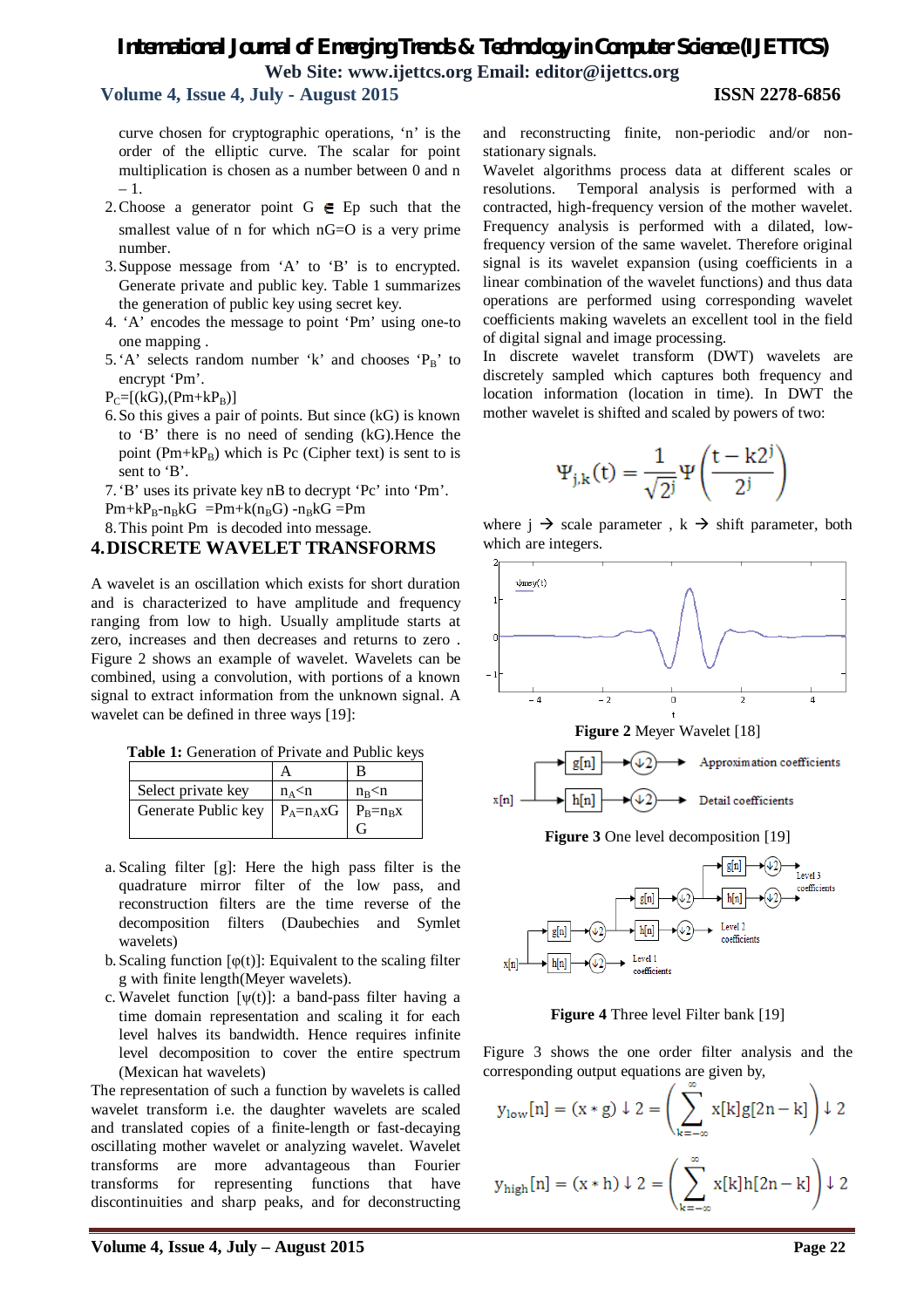curve chosen for cryptographic operations, 'n' is the order of the elliptic curve. The scalar for point multiplication is chosen as a number between 0 and n – 1.

2. Choose a generator point G ∈ Ep such that the smallest value of n for which nG=O is a very prime number.
3. Suppose message from 'A' to 'B' is to encrypted. Generate private and public key. Table 1 summarizes the generation of public key using secret key.
4. 'A' encodes the message to point 'Pm' using one-to one mapping .
5. 'A' selects random number 'k' and chooses '$P_B$' to encrypt 'Pm'.

$P_C=[(kG),(Pm+kP_B)]$

6. So this gives a pair of points. But since (kG) is known to 'B' there is no need of sending (kG).Hence the point ($Pm+kP_B$) which is Pc (Cipher text) is sent to 'B'.
7. 'B' uses its private key nB to decrypt 'Pc' into 'Pm'.

$Pm+kP_B-n_BkG = Pm+k(n_BG) -n_BkG = Pm$

8. This point Pm is decoded into message.

## 4. DISCRETE WAVELET TRANSFORMS

A wavelet is an oscillation which exists for short duration and is characterized to have amplitude and frequency ranging from low to high. Usually amplitude starts at zero, increases and then decreases and returns to zero . Figure 2 shows an example of wavelet. Wavelets can be combined, using a convolution, with portions of a known signal to extract information from the unknown signal. A wavelet can be defined in three ways [19]:

**Table 1:** Generation of Private and Public keys

| | A | B |
|---|---|---|
| Select private key | $n_A<n$ | $n_B<n$ |
| Generate Public key | $P_A=n_AxG$ | $P_B=n_Bx$ G |

a. Scaling filter [g]: Here the high pass filter is the quadrature mirror filter of the low pass, and reconstruction filters are the time reverse of the decomposition filters (Daubechies and Symlet wavelets)
b. Scaling function [φ(t)]: Equivalent to the scaling filter g with finite length(Meyer wavelets).
c. Wavelet function [ψ(t)]: a band-pass filter having a time domain representation and scaling it for each level halves its bandwidth. Hence requires infinite level decomposition to cover the entire spectrum (Mexican hat wavelets)

The representation of such a function by wavelets is called wavelet transform i.e. the daughter wavelets are scaled and translated copies of a finite-length or fast-decaying oscillating mother wavelet or analyzing wavelet. Wavelet transforms are more advantageous than Fourier transforms for representing functions that have discontinuities and sharp peaks, and for deconstructing and reconstructing finite, non-periodic and/or non-stationary signals.

Wavelet algorithms process data at different scales or resolutions. Temporal analysis is performed with a contracted, high-frequency version of the mother wavelet. Frequency analysis is performed with a dilated, low-frequency version of the same wavelet. Therefore original signal is its wavelet expansion (using coefficients in a linear combination of the wavelet functions) and thus data operations are performed using corresponding wavelet coefficients making wavelets an excellent tool in the field of digital signal and image processing.

In discrete wavelet transform (DWT) wavelets are discretely sampled which captures both frequency and location information (location in time). In DWT the mother wavelet is shifted and scaled by powers of two:

$$\Psi_{j,k}(t) = \frac{1}{\sqrt{2^j}}\Psi\left(\frac{t - k2^j}{2^j}\right)$$

where j → scale parameter , k → shift parameter, both which are integers.

**Figure 2** Meyer Wavelet [18]

**Figure 3** One level decomposition [19]

**Figure 4** Three level Filter bank [19]

Figure 3 shows the one order filter analysis and the corresponding output equations are given by,

$$y_{low}[n] = (x * g) \downarrow 2 = \left(\sum_{k=-\infty}^{\infty} x[k]g[2n-k]\right) \downarrow 2$$

$$y_{high}[n] = (x * h) \downarrow 2 = \left(\sum_{k=-\infty}^{\infty} x[k]h[2n-k]\right) \downarrow 2$$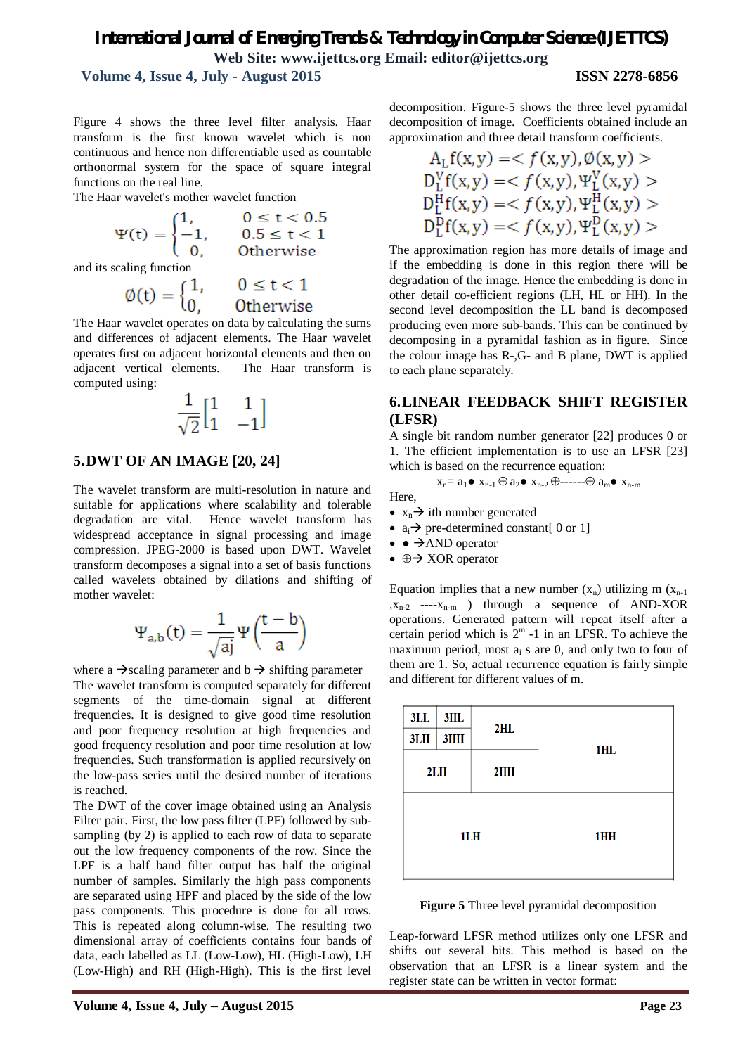Figure 4 shows the three level filter analysis. Haar transform is the first known wavelet which is non continuous and hence non differentiable used as countable orthonormal system for the space of square integral functions on the real line.

The Haar wavelet's mother wavelet function

$$\Psi(t) = \begin{cases} 1, & 0 \le t < 0.5 \\ -1, & 0.5 \le t < 1 \\ 0, & \text{Otherwise} \end{cases}$$

and its scaling function

$$\emptyset(t) = \begin{cases} 1, & 0 \le t < 1 \\ 0, & \text{Otherwise} \end{cases}$$

The Haar wavelet operates on data by calculating the sums and differences of adjacent elements. The Haar wavelet operates first on adjacent horizontal elements and then on adjacent vertical elements. The Haar transform is computed using:

$$\frac{1}{\sqrt{2}}\begin{bmatrix} 1 & 1 \\ 1 & -1 \end{bmatrix}$$

## 5. DWT OF AN IMAGE [20, 24]

The wavelet transform are multi-resolution in nature and suitable for applications where scalability and tolerable degradation are vital. Hence wavelet transform has widespread acceptance in signal processing and image compression. JPEG-2000 is based upon DWT. Wavelet transform decomposes a signal into a set of basis functions called wavelets obtained by dilations and shifting of mother wavelet:

$$\Psi_{a,b}(t) = \frac{1}{\sqrt{aj}}\Psi\left(\frac{t-b}{a}\right)$$

where a → scaling parameter and b → shifting parameter

The wavelet transform is computed separately for different segments of the time-domain signal at different frequencies. It is designed to give good time resolution and poor frequency resolution at high frequencies and good frequency resolution and poor time resolution at low frequencies. Such transformation is applied recursively on the low-pass series until the desired number of iterations is reached.

The DWT of the cover image obtained using an Analysis Filter pair. First, the low pass filter (LPF) followed by sub-sampling (by 2) is applied to each row of data to separate out the low frequency components of the row. Since the LPF is a half band filter output has half the original number of samples. Similarly the high pass components are separated using HPF and placed by the side of the low pass components. This procedure is done for all rows. This is repeated along column-wise. The resulting two dimensional array of coefficients contains four bands of data, each labelled as LL (Low-Low), HL (High-Low), LH (Low-High) and RH (High-High). This is the first level decomposition. Figure-5 shows the three level pyramidal decomposition of image. Coefficients obtained include an approximation and three detail transform coefficients.

$$A_L f(x,y) = < f(x,y), \emptyset(x,y) >$$
$$D_L^V f(x,y) = < f(x,y), \Psi_L^V(x,y) >$$
$$D_L^H f(x,y) = < f(x,y), \Psi_L^H(x,y) >$$
$$D_L^D f(x,y) = < f(x,y), \Psi_L^D(x,y) >$$

The approximation region has more details of image and if the embedding is done in this region there will be degradation of the image. Hence the embedding is done in other detail co-efficient regions (LH, HL or HH). In the second level decomposition the LL band is decomposed producing even more sub-bands. This can be continued by decomposing in a pyramidal fashion as in figure. Since the colour image has R-,G- and B plane, DWT is applied to each plane separately.

| 3LL | 3HL | 2HL | 1HL |
|---|---|---|---|
| 3LH | 3HH | | |
| 2LH | | 2HH | |
| 1LH | | | 1HH |

**Figure 5** Three level pyramidal decomposition

## 6. LINEAR FEEDBACK SHIFT REGISTER (LFSR)

A single bit random number generator [22] produces 0 or 1. The efficient implementation is to use an LFSR [23] which is based on the recurrence equation:

$$x_n = a_1 \bullet x_{n-1} \oplus a_2 \bullet x_{n-2} \oplus \text{------} \oplus a_m \bullet x_{n-m}$$

Here,

- $x_n$ → ith number generated
- $a_i$ → pre-determined constant[ 0 or 1]
- $\bullet$ → AND operator
- $\oplus$ → XOR operator

Equation implies that a new number ($x_n$) utilizing m ($x_{n-1}$ ,$x_{n-2}$ ----$x_{n-m}$ ) through a sequence of AND-XOR operations. Generated pattern will repeat itself after a certain period which is $2^m$ -1 in an LFSR. To achieve the maximum period, most $a_i$ s are 0, and only two to four of them are 1. So, actual recurrence equation is fairly simple and different for different values of m.

Leap-forward LFSR method utilizes only one LFSR and shifts out several bits. This method is based on the observation that an LFSR is a linear system and the register state can be written in vector format: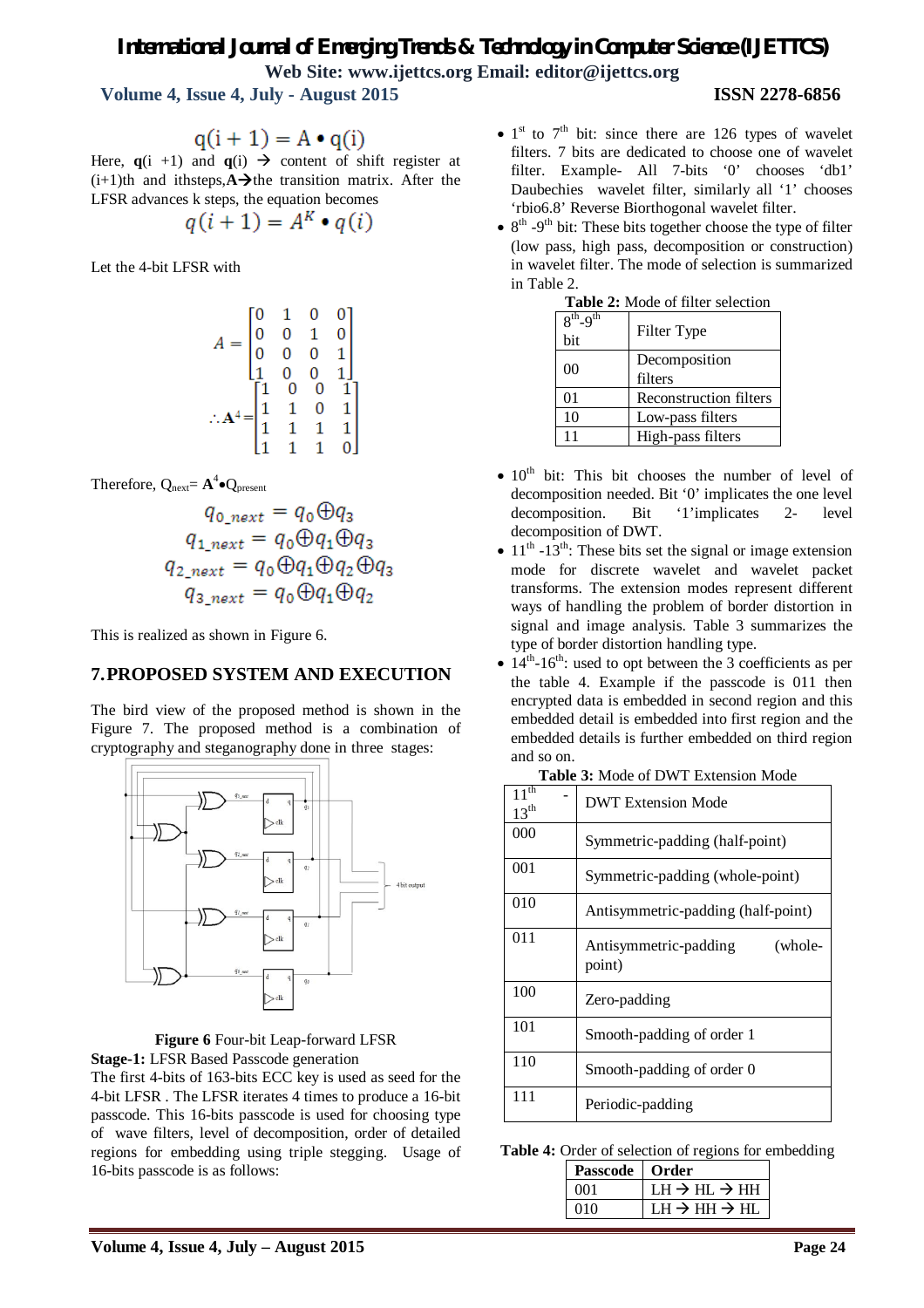$$q(i+1) = A \bullet q(i)$$

Here, $\mathbf{q}(i+1)$ and $\mathbf{q}(i)$ → content of shift register at (i+1)th and ithsteps,$\mathbf{A}$→the transition matrix. After the LFSR advances k steps, the equation becomes

$$q(i+1) = A^K \bullet q(i)$$

Let the 4-bit LFSR with

$$A = \begin{bmatrix} 0 & 1 & 0 & 0 \\ 0 & 0 & 1 & 0 \\ 0 & 0 & 0 & 1 \\ 1 & 0 & 0 & 1 \end{bmatrix}$$

$$\therefore \mathbf{A}^4 = \begin{bmatrix} 1 & 0 & 0 & 1 \\ 1 & 1 & 0 & 1 \\ 1 & 1 & 1 & 1 \\ 1 & 1 & 1 & 0 \end{bmatrix}$$

Therefore, $Q_{next} = \mathbf{A}^4 \bullet Q_{present}$

$$q_{0\_next} = q_0 \oplus q_3$$
$$q_{1\_next} = q_0 \oplus q_1 \oplus q_3$$
$$q_{2\_next} = q_0 \oplus q_1 \oplus q_2 \oplus q_3$$
$$q_{3\_next} = q_0 \oplus q_1 \oplus q_2$$

This is realized as shown in Figure 6.

## 7.PROPOSED SYSTEM AND EXECUTION

The bird view of the proposed method is shown in the Figure 7. The proposed method is a combination of cryptography and steganography done in three stages:

**Figure 6** Four-bit Leap-forward LFSR

**Stage-1:** LFSR Based Passcode generation

The first 4-bits of 163-bits ECC key is used as seed for the 4-bit LFSR . The LFSR iterates 4 times to produce a 16-bit passcode. This 16-bits passcode is used for choosing type of wave filters, level of decomposition, order of detailed regions for embedding using triple stegging. Usage of 16-bits passcode is as follows:

- 1st to 7th bit: since there are 126 types of wavelet filters. 7 bits are dedicated to choose one of wavelet filter. Example- All 7-bits '0' chooses 'db1' Daubechies wavelet filter, similarly all '1' chooses 'rbio6.8' Reverse Biorthogonal wavelet filter.
- 8th -9th bit: These bits together choose the type of filter (low pass, high pass, decomposition or construction) in wavelet filter. The mode of selection is summarized in Table 2.

**Table 2:** Mode of filter selection

| 8th-9th bit | Filter Type |
|---|---|
| 00 | Decomposition filters |
| 01 | Reconstruction filters |
| 10 | Low-pass filters |
| 11 | High-pass filters |

- 10th bit: This bit chooses the number of level of decomposition needed. Bit '0' implicates the one level decomposition. Bit '1'implicates 2- level decomposition of DWT.
- 11th -13th: These bits set the signal or image extension mode for discrete wavelet and wavelet packet transforms. The extension modes represent different ways of handling the problem of border distortion in signal and image analysis. Table 3 summarizes the type of border distortion handling type.
- 14th-16th: used to opt between the 3 coefficients as per the table 4. Example if the passcode is 011 then encrypted data is embedded in second region and this embedded detail is embedded into first region and the embedded details is further embedded on third region and so on.

**Table 3:** Mode of DWT Extension Mode

| 11th - 13th | DWT Extension Mode |
|---|---|
| 000 | Symmetric-padding (half-point) |
| 001 | Symmetric-padding (whole-point) |
| 010 | Antisymmetric-padding (half-point) |
| 011 | Antisymmetric-padding (whole-point) |
| 100 | Zero-padding |
| 101 | Smooth-padding of order 1 |
| 110 | Smooth-padding of order 0 |
| 111 | Periodic-padding |

**Table 4:** Order of selection of regions for embedding

| Passcode | Order |
|---|---|
| 001 | LH → HL → HH |
| 010 | LH → HH → HL |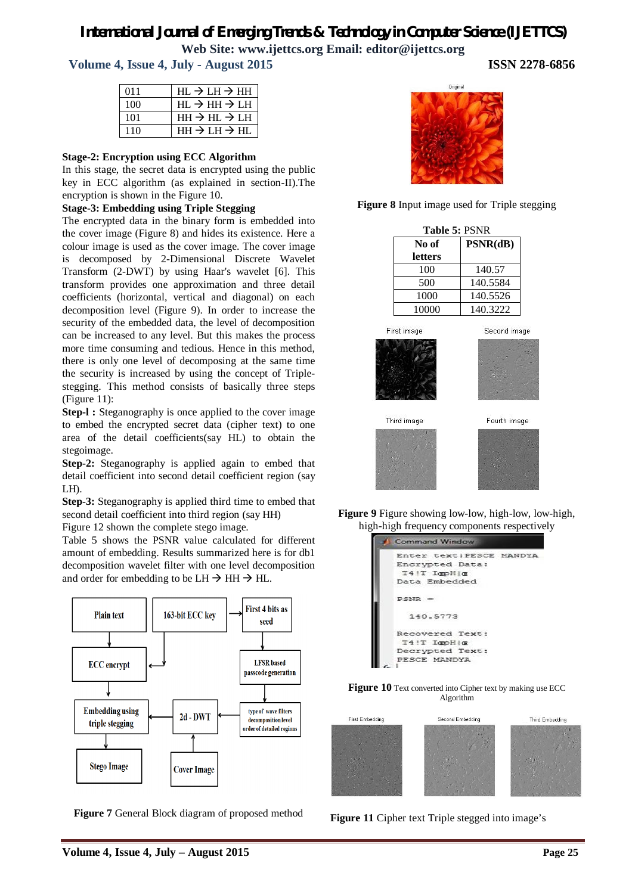| | |
|---|---|
| 011 | HL → LH → HH |
| 100 | HL → HH → LH |
| 101 | HH → HL → LH |
| 110 | HH → LH → HL |

**Stage-2: Encryption using ECC Algorithm**

In this stage, the secret data is encrypted using the public key in ECC algorithm (as explained in section-II).The encryption is shown in the Figure 10.

**Stage-3: Embedding using Triple Stegging**

The encrypted data in the binary form is embedded into the cover image (Figure 8) and hides its existence. Here a colour image is used as the cover image. The cover image is decomposed by 2-Dimensional Discrete Wavelet Transform (2-DWT) by using Haar's wavelet [6]. This transform provides one approximation and three detail coefficients (horizontal, vertical and diagonal) on each decomposition level (Figure 9). In order to increase the security of the embedded data, the level of decomposition can be increased to any level. But this makes the process more time consuming and tedious. Hence in this method, there is only one level of decomposing at the same time the security is increased by using the concept of Triple-stegging. This method consists of basically three steps (Figure 11):

**Step-l :** Steganography is once applied to the cover image to embed the encrypted secret data (cipher text) to one area of the detail coefficients(say HL) to obtain the stegoimage.

**Step-2:** Steganography is applied again to embed that detail coefficient into second detail coefficient region (say LH).

**Step-3:** Steganography is applied third time to embed that second detail coefficient into third region (say HH)

Figure 12 shown the complete stego image.

Table 5 shows the PSNR value calculated for different amount of embedding. Results summarized here is for db1 decomposition wavelet filter with one level decomposition and order for embedding to be LH → HH → HL.

**Figure 7** General Block diagram of proposed method

**Figure 8** Input image used for Triple stegging

**Table 5:** PSNR

| No of letters | PSNR(dB) |
|---|---|
| 100 | 140.57 |
| 500 | 140.5584 |
| 1000 | 140.5526 |
| 10000 | 140.3222 |

**Figure 9** Figure showing low-low, high-low, low-high, high-high frequency components respectively

**Figure 10** Text converted into Cipher text by making use ECC Algorithm

**Figure 11** Cipher text Triple stegged into image's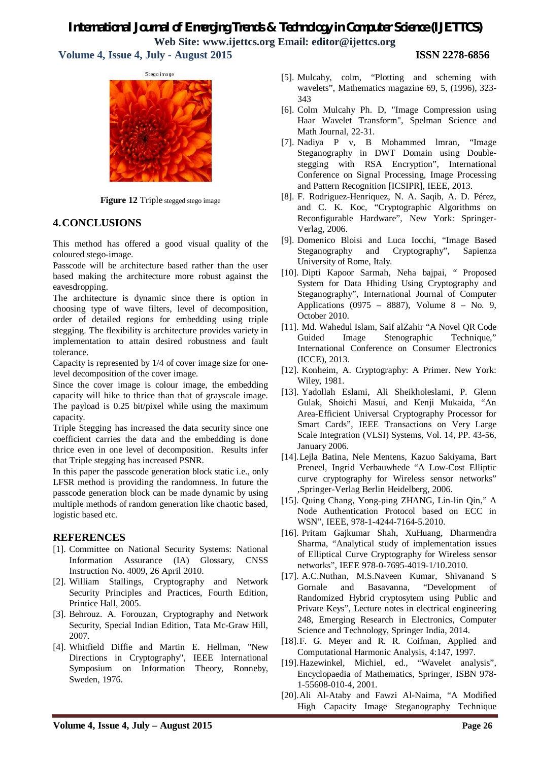Stego image

**Figure 12** Triple stegged stego image

## 4. CONCLUSIONS

This method has offered a good visual quality of the coloured stego-image.

Passcode will be architecture based rather than the user based making the architecture more robust against the eavesdropping.

The architecture is dynamic since there is option in choosing type of wave filters, level of decomposition, order of detailed regions for embedding using triple stegging. The flexibility is architecture provides variety in implementation to attain desired robustness and fault tolerance.

Capacity is represented by 1/4 of cover image size for one-level decomposition of the cover image.

Since the cover image is colour image, the embedding capacity will hike to thrice than that of grayscale image. The payload is 0.25 bit/pixel while using the maximum capacity.

Triple Stegging has increased the data security since one coefficient carries the data and the embedding is done thrice even in one level of decomposition. Results infer that Triple stegging has increased PSNR.

In this paper the passcode generation block static i.e., only LFSR method is providing the randomness. In future the passcode generation block can be made dynamic by using multiple methods of random generation like chaotic based, logistic based etc.

## REFERENCES

[1]. Committee on National Security Systems: National Information Assurance (IA) Glossary, CNSS Instruction No. 4009, 26 April 2010.

[2]. William Stallings, Cryptography and Network Security Principles and Practices, Fourth Edition, Printice Hall, 2005.

[3]. Behrouz. A. Forouzan, Cryptography and Network Security, Special Indian Edition, Tata Mc-Graw Hill, 2007.

[4]. Whitfield Diffie and Martin E. Hellman, "New Directions in Cryptography", IEEE International Symposium on Information Theory, Ronneby, Sweden, 1976.

[5]. Mulcahy, colm, "Plotting and scheming with wavelets", Mathematics magazine 69, 5, (1996), 323-343

[6]. Colm Mulcahy Ph. D, "Image Compression using Haar Wavelet Transform", Spelman Science and Math Journal, 22-31.

[7]. Nadiya P v, B Mohammed lmran, "Image Steganography in DWT Domain using Double-stegging with RSA Encryption", International Conference on Signal Processing, Image Processing and Pattern Recognition [ICSIPR], IEEE, 2013.

[8]. F. Rodriguez-Henriquez, N. A. Saqib, A. D. Pérez, and C. K. Koc, "Cryptographic Algorithms on Reconfigurable Hardware", New York: Springer-Verlag, 2006.

[9]. Domenico Bloisi and Luca Iocchi, "Image Based Steganography and Cryptography", Sapienza University of Rome, Italy.

[10]. Dipti Kapoor Sarmah, Neha bajpai, " Proposed System for Data Hhiding Using Cryptography and Steganography", International Journal of Computer Applications (0975 – 8887), Volume 8 – No. 9, October 2010.

[11]. Md. Wahedul Islam, Saif alZahir "A Novel QR Code Guided Image Stenographic Technique," International Conference on Consumer Electronics (ICCE), 2013.

[12]. Konheim, A. Cryptography: A Primer. New York: Wiley, 1981.

[13]. Yadollah Eslami, Ali Sheikholeslami, P. Glenn Gulak, Shoichi Masui, and Kenji Mukaida, "An Area-Efficient Universal Cryptography Processor for Smart Cards", IEEE Transactions on Very Large Scale Integration (VLSI) Systems, Vol. 14, PP. 43-56, January 2006.

[14]. Lejla Batina, Nele Mentens, Kazuo Sakiyama, Bart Preneel, Ingrid Verbauwhede "A Low-Cost Elliptic curve cryptography for Wireless sensor networks" ,Springer-Verlag Berlin Heidelberg, 2006.

[15]. Quing Chang, Yong-ping ZHANG, Lin-lin Qin," A Node Authentication Protocol based on ECC in WSN", IEEE, 978-1-4244-7164-5.2010.

[16]. Pritam Gajkumar Shah, XuHuang, Dharmendra Sharma, "Analytical study of implementation issues of Elliptical Curve Cryptography for Wireless sensor networks", IEEE 978-0-7695-4019-1/10.2010.

[17]. A.C.Nuthan, M.S.Naveen Kumar, Shivanand S Gornale and Basavanna, "Development of Randomized Hybrid cryptosytem using Public and Private Keys", Lecture notes in electrical engineering 248, Emerging Research in Electronics, Computer Science and Technology, Springer India, 2014.

[18]. F. G. Meyer and R. R. Coifman, Applied and Computational Harmonic Analysis, 4:147, 1997.

[19]. Hazewinkel, Michiel, ed., "Wavelet analysis", Encyclopaedia of Mathematics, Springer, ISBN 978-1-55608-010-4, 2001.

[20]. Ali Al-Ataby and Fawzi Al-Naima, "A Modified High Capacity Image Steganography Technique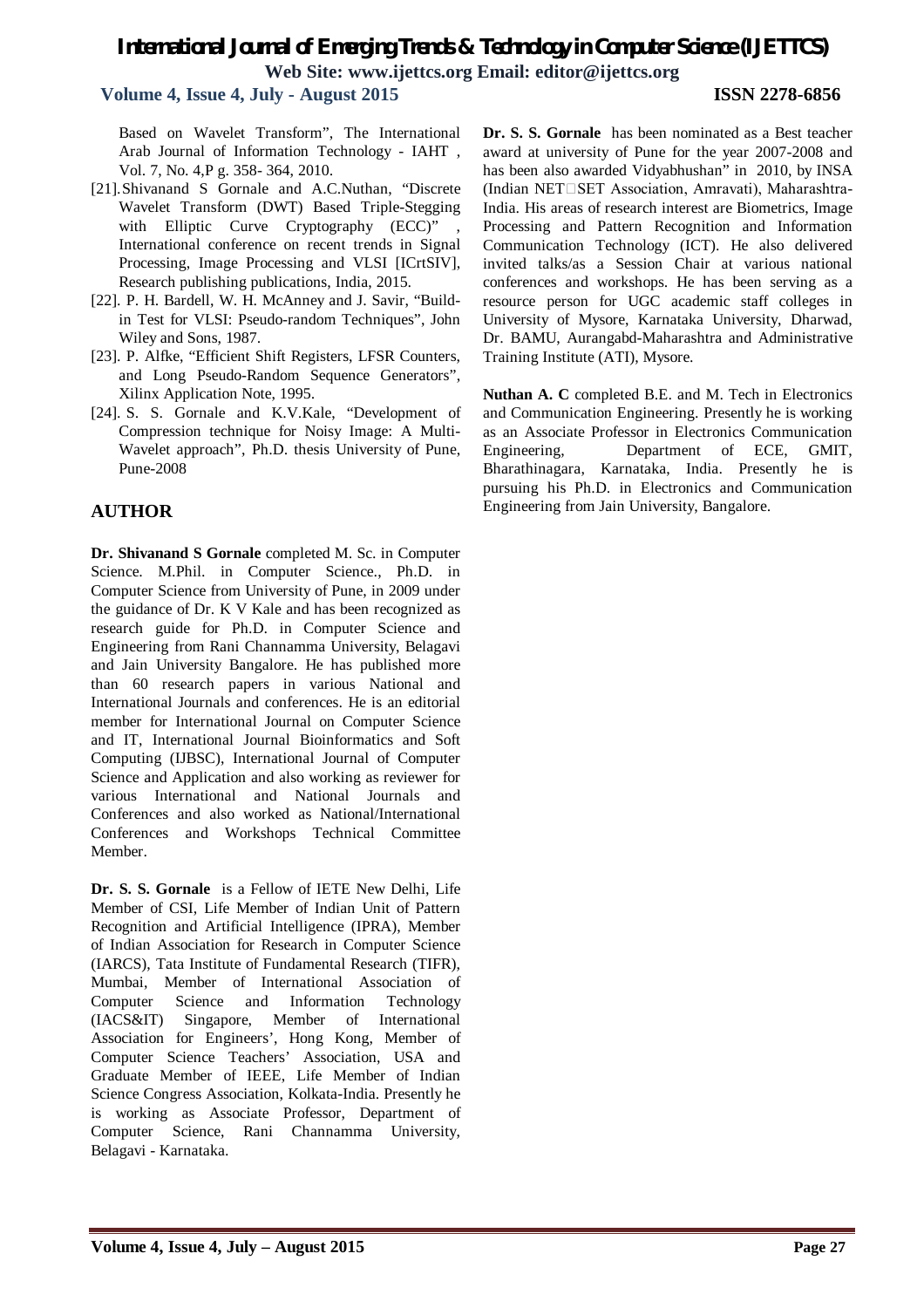Based on Wavelet Transform", The International Arab Journal of Information Technology - IAHT , Vol. 7, No. 4,P g. 358- 364, 2010.

[21]. Shivanand S Gornale and A.C.Nuthan, "Discrete Wavelet Transform (DWT) Based Triple-Stegging with Elliptic Curve Cryptography (ECC)" , International conference on recent trends in Signal Processing, Image Processing and VLSI [ICrtSIV], Research publishing publications, India, 2015.

[22]. P. H. Bardell, W. H. McAnney and J. Savir, "Build-in Test for VLSI: Pseudo-random Techniques", John Wiley and Sons, 1987.

[23]. P. Alfke, "Efficient Shift Registers, LFSR Counters, and Long Pseudo-Random Sequence Generators", Xilinx Application Note, 1995.

[24]. S. S. Gornale and K.V.Kale, "Development of Compression technique for Noisy Image: A Multi-Wavelet approach", Ph.D. thesis University of Pune, Pune-2008

## AUTHOR

**Dr. Shivanand S Gornale** completed M. Sc. in Computer Science. M.Phil. in Computer Science., Ph.D. in Computer Science from University of Pune, in 2009 under the guidance of Dr. K V Kale and has been recognized as research guide for Ph.D. in Computer Science and Engineering from Rani Channamma University, Belagavi and Jain University Bangalore. He has published more than 60 research papers in various National and International Journals and conferences. He is an editorial member for International Journal on Computer Science and IT, International Journal Bioinformatics and Soft Computing (IJBSC), International Journal of Computer Science and Application and also working as reviewer for various International and National Journals and Conferences and also worked as National/International Conferences and Workshops Technical Committee Member.

**Dr. S. S. Gornale** is a Fellow of IETE New Delhi, Life Member of CSI, Life Member of Indian Unit of Pattern Recognition and Artificial Intelligence (IPRA), Member of Indian Association for Research in Computer Science (IARCS), Tata Institute of Fundamental Research (TIFR), Mumbai, Member of International Association of Computer Science and Information Technology (IACS&IT) Singapore, Member of International Association for Engineers', Hong Kong, Member of Computer Science Teachers' Association, USA and Graduate Member of IEEE, Life Member of Indian Science Congress Association, Kolkata-India. Presently he is working as Associate Professor, Department of Computer Science, Rani Channamma University, Belagavi - Karnataka.

**Dr. S. S. Gornale** has been nominated as a Best teacher award at university of Pune for the year 2007-2008 and has been also awarded Vidyabhushan" in 2010, by INSA (Indian NET□SET Association, Amravati), Maharashtra-India. His areas of research interest are Biometrics, Image Processing and Pattern Recognition and Information Communication Technology (ICT). He also delivered invited talks/as a Session Chair at various national conferences and workshops. He has been serving as a resource person for UGC academic staff colleges in University of Mysore, Karnataka University, Dharwad, Dr. BAMU, Aurangabd-Maharashtra and Administrative Training Institute (ATI), Mysore.

**Nuthan A. C** completed B.E. and M. Tech in Electronics and Communication Engineering. Presently he is working as an Associate Professor in Electronics Communication Engineering, Department of ECE, GMIT, Bharathinagara, Karnataka, India. Presently he is pursuing his Ph.D. in Electronics and Communication Engineering from Jain University, Bangalore.